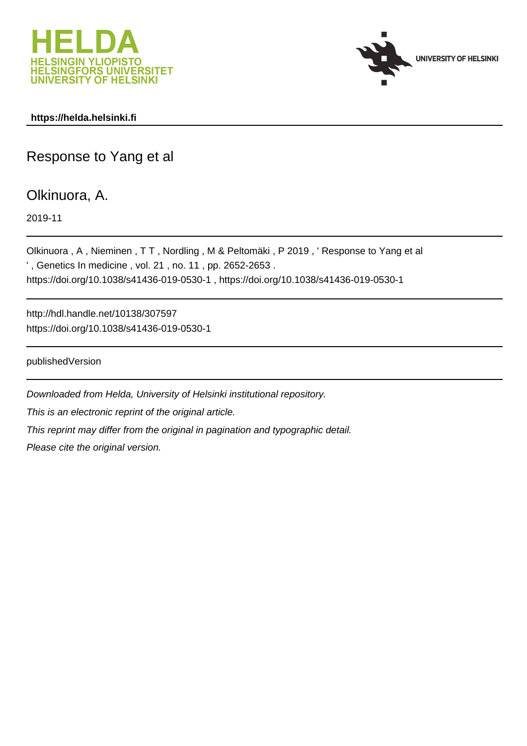https://helda.helsinki.fi

# Response to Yang et al

Olkinuora, A.

2019-11

---

Olkinuora , A , Nieminen , T T , Nordling , M & Peltomäki , P 2019 , ' Response to Yang et al ' , Genetics In medicine , vol. 21 , no. 11 , pp. 2652-2653 . https://doi.org/10.1038/s41436-019-0530-1 , https://doi.org/10.1038/s41436-019-0530-1

---

http://hdl.handle.net/10138/307597
https://doi.org/10.1038/s41436-019-0530-1

---

publishedVersion

---

*Downloaded from Helda, University of Helsinki institutional repository.*

*This is an electronic reprint of the original article.*

*This reprint may differ from the original in pagination and typographic detail.*

*Please cite the original version.*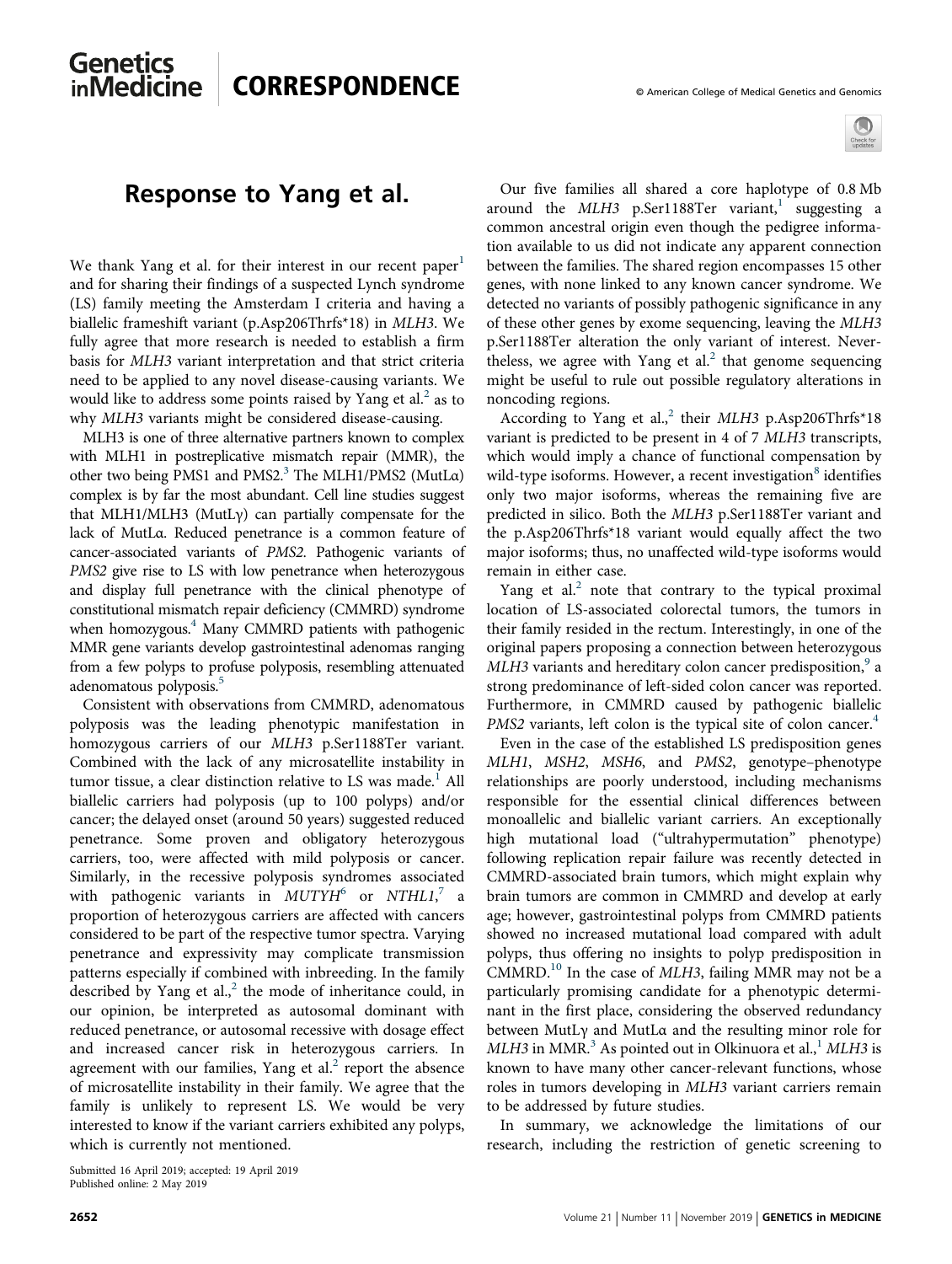# Response to Yang et al.

We thank Yang et al. for their interest in our recent paper[1] and for sharing their findings of a suspected Lynch syndrome (LS) family meeting the Amsterdam I criteria and having a biallelic frameshift variant (p.Asp206Thrfs*18) in *MLH3*. We fully agree that more research is needed to establish a firm basis for *MLH3* variant interpretation and that strict criteria need to be applied to any novel disease-causing variants. We would like to address some points raised by Yang et al.[2] as to why *MLH3* variants might be considered disease-causing.

MLH3 is one of three alternative partners known to complex with MLH1 in postreplicative mismatch repair (MMR), the other two being PMS1 and PMS2.[3] The MLH1/PMS2 (MutLα) complex is by far the most abundant. Cell line studies suggest that MLH1/MLH3 (MutLγ) can partially compensate for the lack of MutLα. Reduced penetrance is a common feature of cancer-associated variants of *PMS2*. Pathogenic variants of *PMS2* give rise to LS with low penetrance when heterozygous and display full penetrance with the clinical phenotype of constitutional mismatch repair deficiency (CMMRD) syndrome when homozygous.[4] Many CMMRD patients with pathogenic MMR gene variants develop gastrointestinal adenomas ranging from a few polyps to profuse polyposis, resembling attenuated adenomatous polyposis.[5]

Consistent with observations from CMMRD, adenomatous polyposis was the leading phenotypic manifestation in homozygous carriers of our *MLH3* p.Ser1188Ter variant. Combined with the lack of any microsatellite instability in tumor tissue, a clear distinction relative to LS was made.[1] All biallelic carriers had polyposis (up to 100 polyps) and/or cancer; the delayed onset (around 50 years) suggested reduced penetrance. Some proven and obligatory heterozygous carriers, too, were affected with mild polyposis or cancer. Similarly, in the recessive polyposis syndromes associated with pathogenic variants in *MUTYH*[6] or *NTHL1*,[7] a proportion of heterozygous carriers are affected with cancers considered to be part of the respective tumor spectra. Varying penetrance and expressivity may complicate transmission patterns especially if combined with inbreeding. In the family described by Yang et al.,[2] the mode of inheritance could, in our opinion, be interpreted as autosomal dominant with reduced penetrance, or autosomal recessive with dosage effect and increased cancer risk in heterozygous carriers. In agreement with our families, Yang et al.[2] report the absence of microsatellite instability in their family. We agree that the family is unlikely to represent LS. We would be very interested to know if the variant carriers exhibited any polyps, which is currently not mentioned.

Submitted 16 April 2019; accepted: 19 April 2019
Published online: 2 May 2019

Our five families all shared a core haplotype of 0.8 Mb around the *MLH3* p.Ser1188Ter variant,[1] suggesting a common ancestral origin even though the pedigree information available to us did not indicate any apparent connection between the families. The shared region encompasses 15 other genes, with none linked to any known cancer syndrome. We detected no variants of possibly pathogenic significance in any of these other genes by exome sequencing, leaving the *MLH3* p.Ser1188Ter alteration the only variant of interest. Nevertheless, we agree with Yang et al.[2] that genome sequencing might be useful to rule out possible regulatory alterations in noncoding regions.

According to Yang et al.,[2] their *MLH3* p.Asp206Thrfs*18 variant is predicted to be present in 4 of 7 *MLH3* transcripts, which would imply a chance of functional compensation by wild-type isoforms. However, a recent investigation[8] identifies only two major isoforms, whereas the remaining five are predicted in silico. Both the *MLH3* p.Ser1188Ter variant and the p.Asp206Thrfs*18 variant would equally affect the two major isoforms; thus, no unaffected wild-type isoforms would remain in either case.

Yang et al.[2] note that contrary to the typical proximal location of LS-associated colorectal tumors, the tumors in their family resided in the rectum. Interestingly, in one of the original papers proposing a connection between heterozygous *MLH3* variants and hereditary colon cancer predisposition,[9] a strong predominance of left-sided colon cancer was reported. Furthermore, in CMMRD caused by pathogenic biallelic *PMS2* variants, left colon is the typical site of colon cancer.[4]

Even in the case of the established LS predisposition genes *MLH1*, *MSH2*, *MSH6*, and *PMS2*, genotype–phenotype relationships are poorly understood, including mechanisms responsible for the essential clinical differences between monoallelic and biallelic variant carriers. An exceptionally high mutational load ("ultrahypermutation" phenotype) following replication repair failure was recently detected in CMMRD-associated brain tumors, which might explain why brain tumors are common in CMMRD and develop at early age; however, gastrointestinal polyps from CMMRD patients showed no increased mutational load compared with adult polyps, thus offering no insights to polyp predisposition in CMMRD.[10] In the case of *MLH3*, failing MMR may not be a particularly promising candidate for a phenotypic determinant in the first place, considering the observed redundancy between MutLγ and MutLα and the resulting minor role for *MLH3* in MMR.[3] As pointed out in Olkinuora et al.,[1] *MLH3* is known to have many other cancer-relevant functions, whose roles in tumors developing in *MLH3* variant carriers remain to be addressed by future studies.

In summary, we acknowledge the limitations of our research, including the restriction of genetic screening to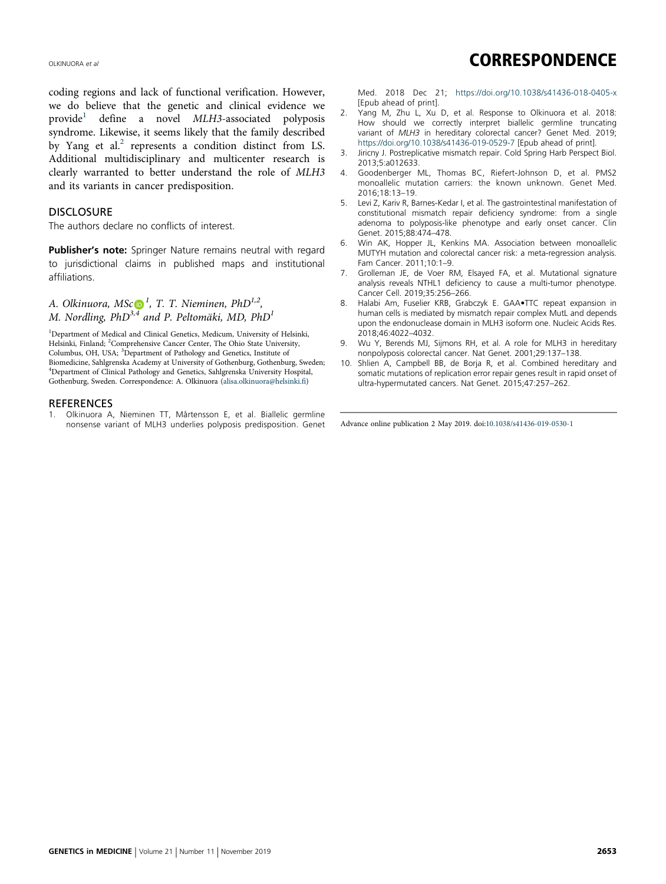coding regions and lack of functional verification. However, we do believe that the genetic and clinical evidence we provide[1] define a novel *MLH3*-associated polyposis syndrome. Likewise, it seems likely that the family described by Yang et al.[2] represents a condition distinct from LS. Additional multidisciplinary and multicenter research is clearly warranted to better understand the role of *MLH3* and its variants in cancer predisposition.

## DISCLOSURE

The authors declare no conflicts of interest.

**Publisher's note:** Springer Nature remains neutral with regard to jurisdictional claims in published maps and institutional affiliations.

*A. Olkinuora, MSc*[1], *T. T. Nieminen, PhD*[1,2], *M. Nordling, PhD*[3,4] *and P. Peltomäki, MD, PhD*[1]

[1]Department of Medical and Clinical Genetics, Medicum, University of Helsinki, Helsinki, Finland; [2]Comprehensive Cancer Center, The Ohio State University, Columbus, OH, USA; [3]Department of Pathology and Genetics, Institute of Biomedicine, Sahlgrenska Academy at University of Gothenburg, Gothenburg, Sweden; [4]Department of Clinical Pathology and Genetics, Sahlgrenska University Hospital, Gothenburg, Sweden. Correspondence: A. Olkinuora (alisa.olkinuora@helsinki.fi)

## REFERENCES

1. Olkinuora A, Nieminen TT, Mårtensson E, et al. Biallelic germline nonsense variant of MLH3 underlies polyposis predisposition. Genet Med. 2018 Dec 21; https://doi.org/10.1038/s41436-018-0405-x [Epub ahead of print].
2. Yang M, Zhu L, Xu D, et al. Response to Olkinuora et al. 2018: How should we correctly interpret biallelic germline truncating variant of *MLH3* in hereditary colorectal cancer? Genet Med. 2019; https://doi.org/10.1038/s41436-019-0529-7 [Epub ahead of print].
3. Jiricny J. Postreplicative mismatch repair. Cold Spring Harb Perspect Biol. 2013;5:a012633.
4. Goodenberger ML, Thomas BC, Riefert-Johnson D, et al. PMS2 monoallelic mutation carriers: the known unknown. Genet Med. 2016;18:13–19.
5. Levi Z, Kariv R, Barnes-Kedar I, et al. The gastrointestinal manifestation of constitutional mismatch repair deficiency syndrome: from a single adenoma to polyposis-like phenotype and early onset cancer. Clin Genet. 2015;88:474–478.
6. Win AK, Hopper JL, Kenkins MA. Association between monoallelic MUTYH mutation and colorectal cancer risk: a meta-regression analysis. Fam Cancer. 2011;10:1–9.
7. Grolleman JE, de Voer RM, Elsayed FA, et al. Mutational signature analysis reveals NTHL1 deficiency to cause a multi-tumor phenotype. Cancer Cell. 2019;35:256–266.
8. Halabi Am, Fuselier KRB, Grabczyk E. GAA•TTC repeat expansion in human cells is mediated by mismatch repair complex MutL and depends upon the endonuclease domain in MLH3 isoform one. Nucleic Acids Res. 2018;46:4022–4032.
9. Wu Y, Berends MJ, Sijmons RH, et al. A role for MLH3 in hereditary nonpolyposis colorectal cancer. Nat Genet. 2001;29:137–138.
10. Shlien A, Campbell BB, de Borja R, et al. Combined hereditary and somatic mutations of replication error repair genes result in rapid onset of ultra-hypermutated cancers. Nat Genet. 2015;47:257–262.

Advance online publication 2 May 2019. doi:10.1038/s41436-019-0530-1